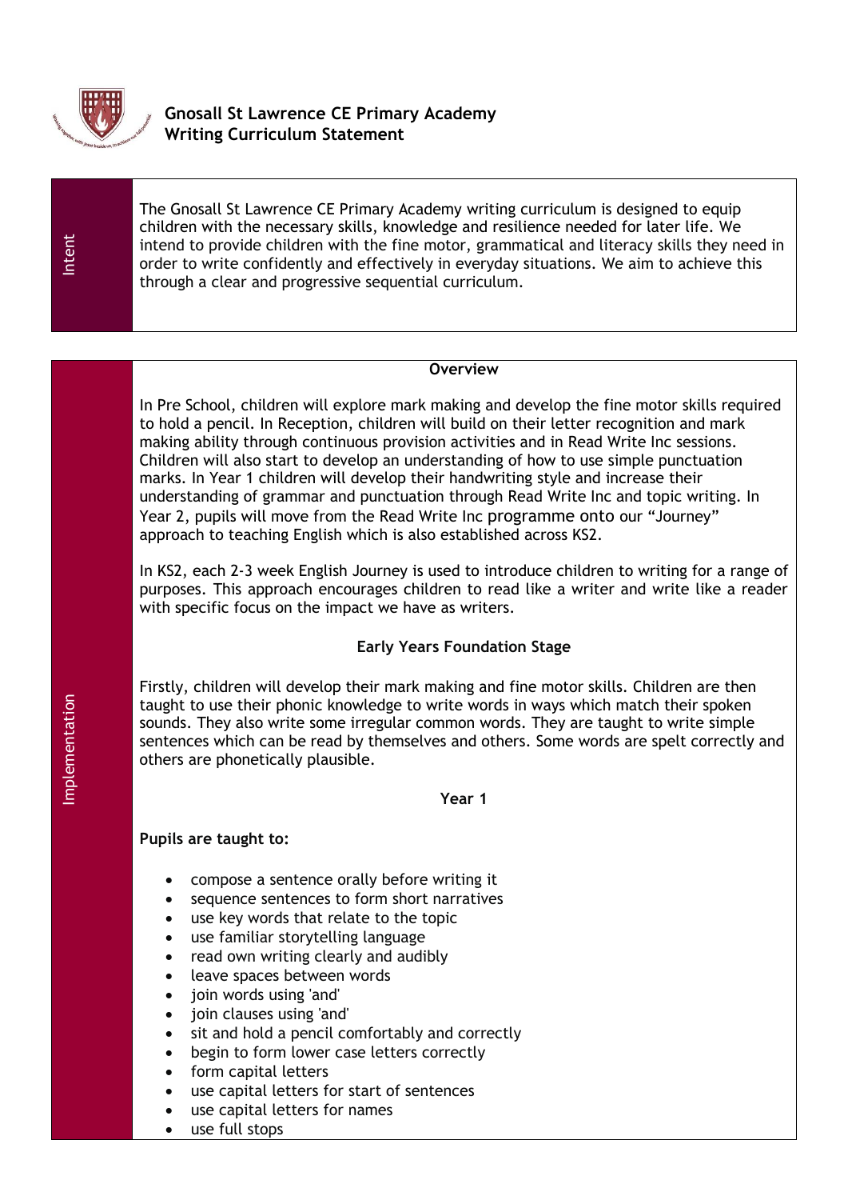# Gnosall St Lawrence CE Primary Academy
## Writing Curriculum Statement

## Intent

The Gnosall St Lawrence CE Primary Academy writing curriculum is designed to equip children with the necessary skills, knowledge and resilience needed for later life. We intend to provide children with the fine motor, grammatical and literacy skills they need in order to write confidently and effectively in everyday situations. We aim to achieve this through a clear and progressive sequential curriculum.

## Implementation

**Overview**

In Pre School, children will explore mark making and develop the fine motor skills required to hold a pencil. In Reception, children will build on their letter recognition and mark making ability through continuous provision activities and in Read Write Inc sessions. Children will also start to develop an understanding of how to use simple punctuation marks. In Year 1 children will develop their handwriting style and increase their understanding of grammar and punctuation through Read Write Inc and topic writing. In Year 2, pupils will move from the Read Write Inc programme onto our "Journey" approach to teaching English which is also established across KS2.

In KS2, each 2-3 week English Journey is used to introduce children to writing for a range of purposes. This approach encourages children to read like a writer and write like a reader with specific focus on the impact we have as writers.

**Early Years Foundation Stage**

Firstly, children will develop their mark making and fine motor skills. Children are then taught to use their phonic knowledge to write words in ways which match their spoken sounds. They also write some irregular common words. They are taught to write simple sentences which can be read by themselves and others. Some words are spelt correctly and others are phonetically plausible.

**Year 1**

**Pupils are taught to:**

- compose a sentence orally before writing it
- sequence sentences to form short narratives
- use key words that relate to the topic
- use familiar storytelling language
- read own writing clearly and audibly
- leave spaces between words
- join words using 'and'
- join clauses using 'and'
- sit and hold a pencil comfortably and correctly
- begin to form lower case letters correctly
- form capital letters
- use capital letters for start of sentences
- use capital letters for names
- use full stops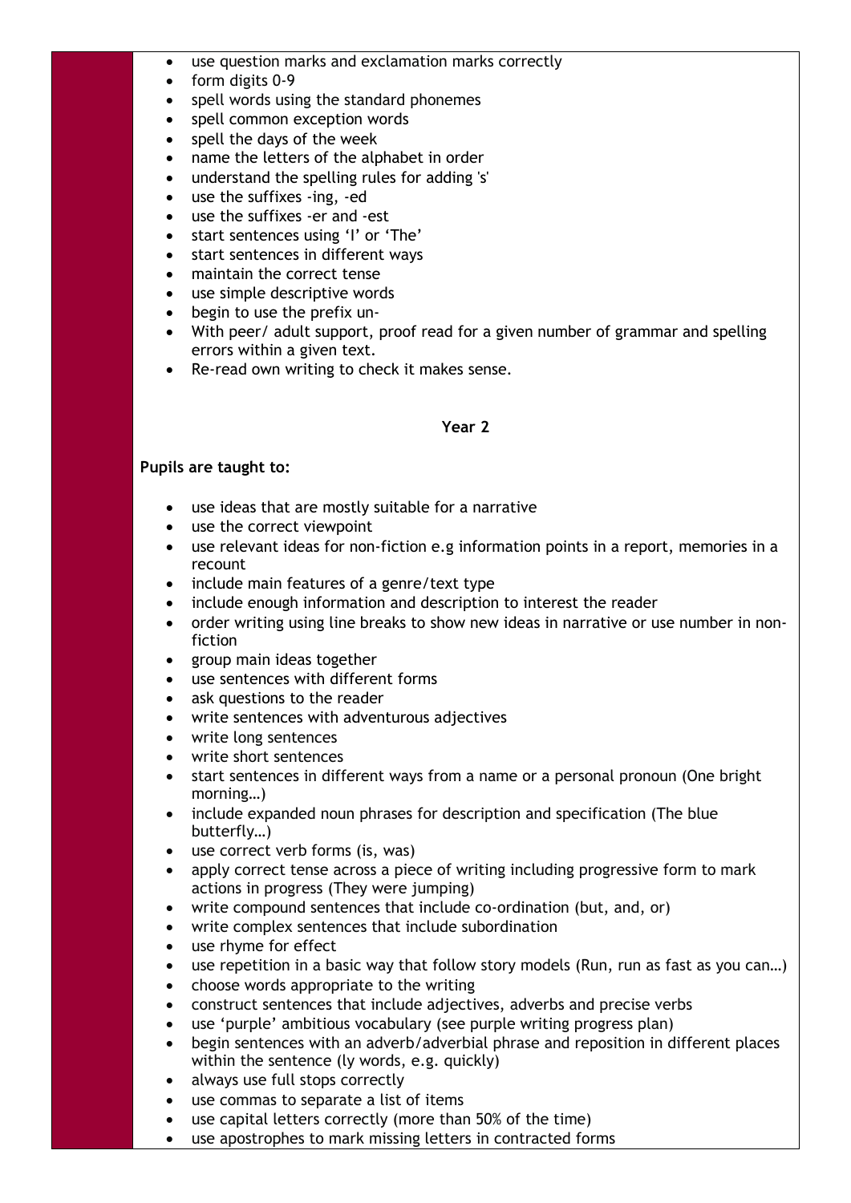- use question marks and exclamation marks correctly
- form digits 0-9
- spell words using the standard phonemes
- spell common exception words
- spell the days of the week
- name the letters of the alphabet in order
- understand the spelling rules for adding 's'
- use the suffixes -ing, -ed
- use the suffixes -er and -est
- start sentences using 'I' or 'The'
- start sentences in different ways
- maintain the correct tense
- use simple descriptive words
- begin to use the prefix un-
- With peer/ adult support, proof read for a given number of grammar and spelling errors within a given text.
- Re-read own writing to check it makes sense.

**Year 2**

**Pupils are taught to:**

- use ideas that are mostly suitable for a narrative
- use the correct viewpoint
- use relevant ideas for non-fiction e.g information points in a report, memories in a recount
- include main features of a genre/text type
- include enough information and description to interest the reader
- order writing using line breaks to show new ideas in narrative or use number in non-fiction
- group main ideas together
- use sentences with different forms
- ask questions to the reader
- write sentences with adventurous adjectives
- write long sentences
- write short sentences
- start sentences in different ways from a name or a personal pronoun (One bright morning…)
- include expanded noun phrases for description and specification (The blue butterfly…)
- use correct verb forms (is, was)
- apply correct tense across a piece of writing including progressive form to mark actions in progress (They were jumping)
- write compound sentences that include co-ordination (but, and, or)
- write complex sentences that include subordination
- use rhyme for effect
- use repetition in a basic way that follow story models (Run, run as fast as you can…)
- choose words appropriate to the writing
- construct sentences that include adjectives, adverbs and precise verbs
- use 'purple' ambitious vocabulary (see purple writing progress plan)
- begin sentences with an adverb/adverbial phrase and reposition in different places within the sentence (ly words, e.g. quickly)
- always use full stops correctly
- use commas to separate a list of items
- use capital letters correctly (more than 50% of the time)
- use apostrophes to mark missing letters in contracted forms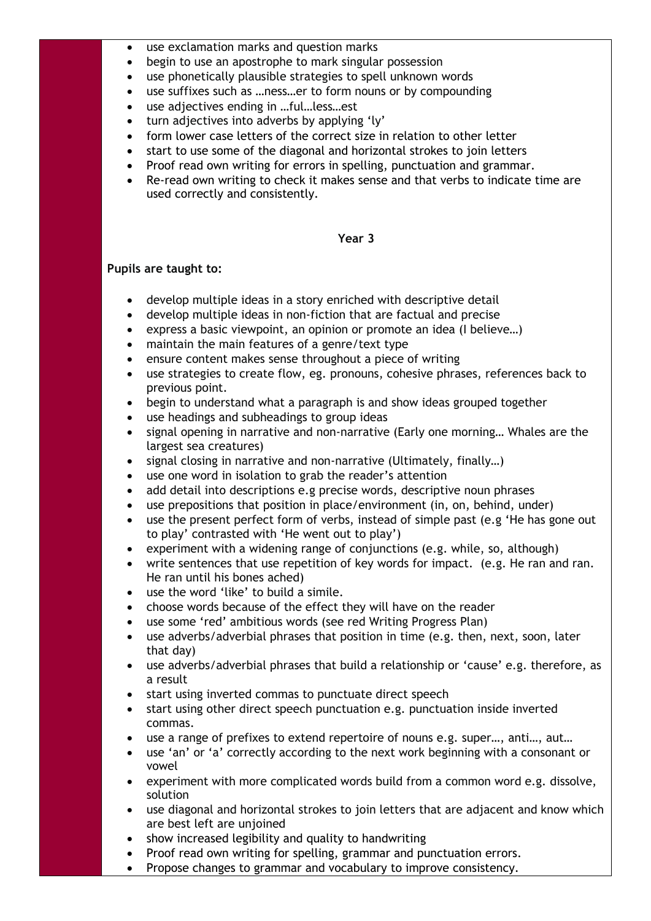- use exclamation marks and question marks
- begin to use an apostrophe to mark singular possession
- use phonetically plausible strategies to spell unknown words
- use suffixes such as …ness…er to form nouns or by compounding
- use adjectives ending in …ful…less…est
- turn adjectives into adverbs by applying 'ly'
- form lower case letters of the correct size in relation to other letter
- start to use some of the diagonal and horizontal strokes to join letters
- Proof read own writing for errors in spelling, punctuation and grammar.
- Re-read own writing to check it makes sense and that verbs to indicate time are used correctly and consistently.

**Year 3**

**Pupils are taught to:**

- develop multiple ideas in a story enriched with descriptive detail
- develop multiple ideas in non-fiction that are factual and precise
- express a basic viewpoint, an opinion or promote an idea (I believe…)
- maintain the main features of a genre/text type
- ensure content makes sense throughout a piece of writing
- use strategies to create flow, eg. pronouns, cohesive phrases, references back to previous point.
- begin to understand what a paragraph is and show ideas grouped together
- use headings and subheadings to group ideas
- signal opening in narrative and non-narrative (Early one morning… Whales are the largest sea creatures)
- signal closing in narrative and non-narrative (Ultimately, finally…)
- use one word in isolation to grab the reader's attention
- add detail into descriptions e.g precise words, descriptive noun phrases
- use prepositions that position in place/environment (in, on, behind, under)
- use the present perfect form of verbs, instead of simple past (e.g 'He has gone out to play' contrasted with 'He went out to play')
- experiment with a widening range of conjunctions (e.g. while, so, although)
- write sentences that use repetition of key words for impact. (e.g. He ran and ran. He ran until his bones ached)
- use the word 'like' to build a simile.
- choose words because of the effect they will have on the reader
- use some 'red' ambitious words (see red Writing Progress Plan)
- use adverbs/adverbial phrases that position in time (e.g. then, next, soon, later that day)
- use adverbs/adverbial phrases that build a relationship or 'cause' e.g. therefore, as a result
- start using inverted commas to punctuate direct speech
- start using other direct speech punctuation e.g. punctuation inside inverted commas.
- use a range of prefixes to extend repertoire of nouns e.g. super…, anti…, aut…
- use 'an' or 'a' correctly according to the next work beginning with a consonant or vowel
- experiment with more complicated words build from a common word e.g. dissolve, solution
- use diagonal and horizontal strokes to join letters that are adjacent and know which are best left are unjoined
- show increased legibility and quality to handwriting
- Proof read own writing for spelling, grammar and punctuation errors.
- Propose changes to grammar and vocabulary to improve consistency.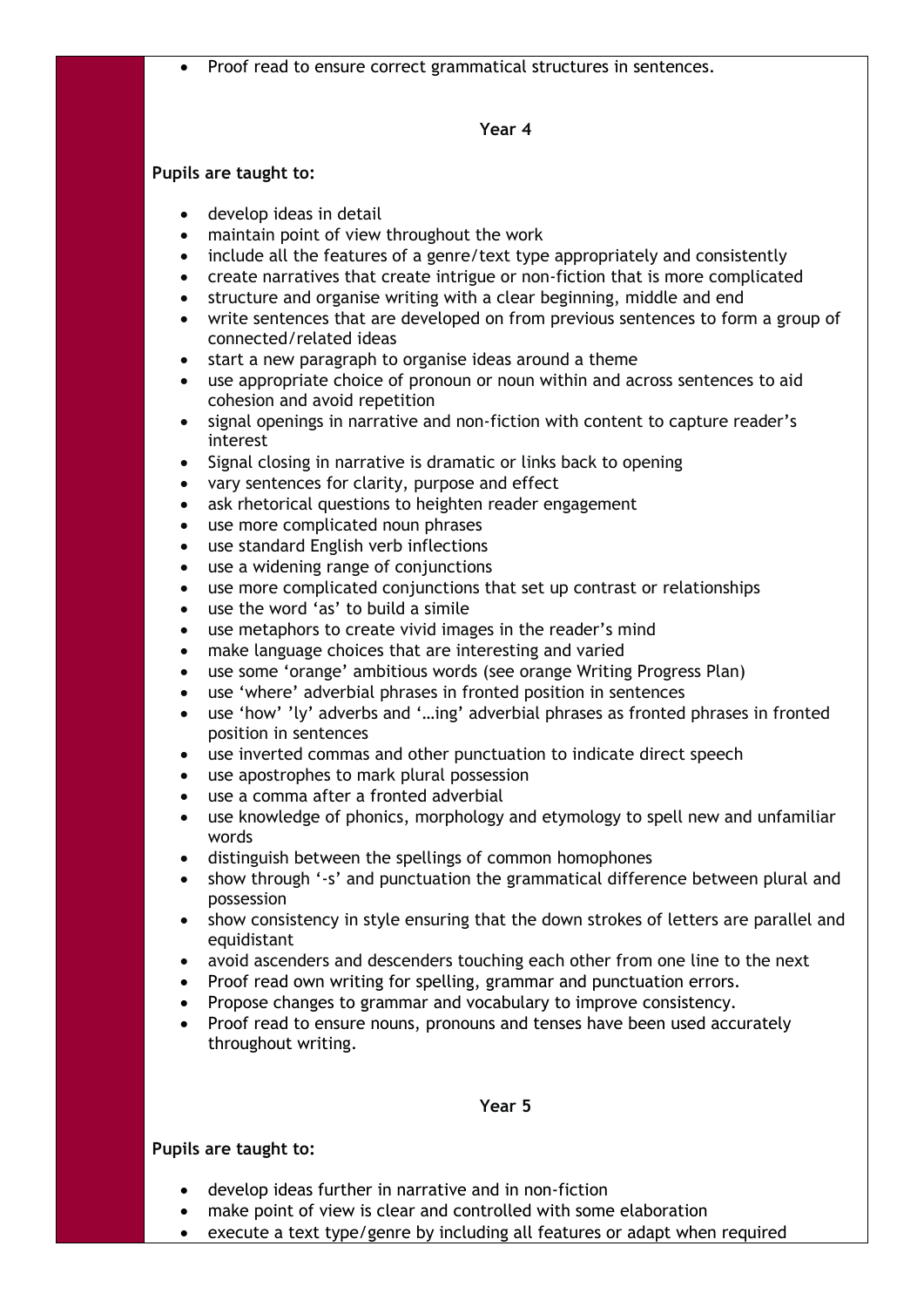- Proof read to ensure correct grammatical structures in sentences.

**Year 4**

**Pupils are taught to:**

- develop ideas in detail
- maintain point of view throughout the work
- include all the features of a genre/text type appropriately and consistently
- create narratives that create intrigue or non-fiction that is more complicated
- structure and organise writing with a clear beginning, middle and end
- write sentences that are developed on from previous sentences to form a group of connected/related ideas
- start a new paragraph to organise ideas around a theme
- use appropriate choice of pronoun or noun within and across sentences to aid cohesion and avoid repetition
- signal openings in narrative and non-fiction with content to capture reader's interest
- Signal closing in narrative is dramatic or links back to opening
- vary sentences for clarity, purpose and effect
- ask rhetorical questions to heighten reader engagement
- use more complicated noun phrases
- use standard English verb inflections
- use a widening range of conjunctions
- use more complicated conjunctions that set up contrast or relationships
- use the word 'as' to build a simile
- use metaphors to create vivid images in the reader's mind
- make language choices that are interesting and varied
- use some 'orange' ambitious words (see orange Writing Progress Plan)
- use 'where' adverbial phrases in fronted position in sentences
- use 'how' 'ly' adverbs and '…ing' adverbial phrases as fronted phrases in fronted position in sentences
- use inverted commas and other punctuation to indicate direct speech
- use apostrophes to mark plural possession
- use a comma after a fronted adverbial
- use knowledge of phonics, morphology and etymology to spell new and unfamiliar words
- distinguish between the spellings of common homophones
- show through '-s' and punctuation the grammatical difference between plural and possession
- show consistency in style ensuring that the down strokes of letters are parallel and equidistant
- avoid ascenders and descenders touching each other from one line to the next
- Proof read own writing for spelling, grammar and punctuation errors.
- Propose changes to grammar and vocabulary to improve consistency.
- Proof read to ensure nouns, pronouns and tenses have been used accurately throughout writing.

**Year 5**

**Pupils are taught to:**

- develop ideas further in narrative and in non-fiction
- make point of view is clear and controlled with some elaboration
- execute a text type/genre by including all features or adapt when required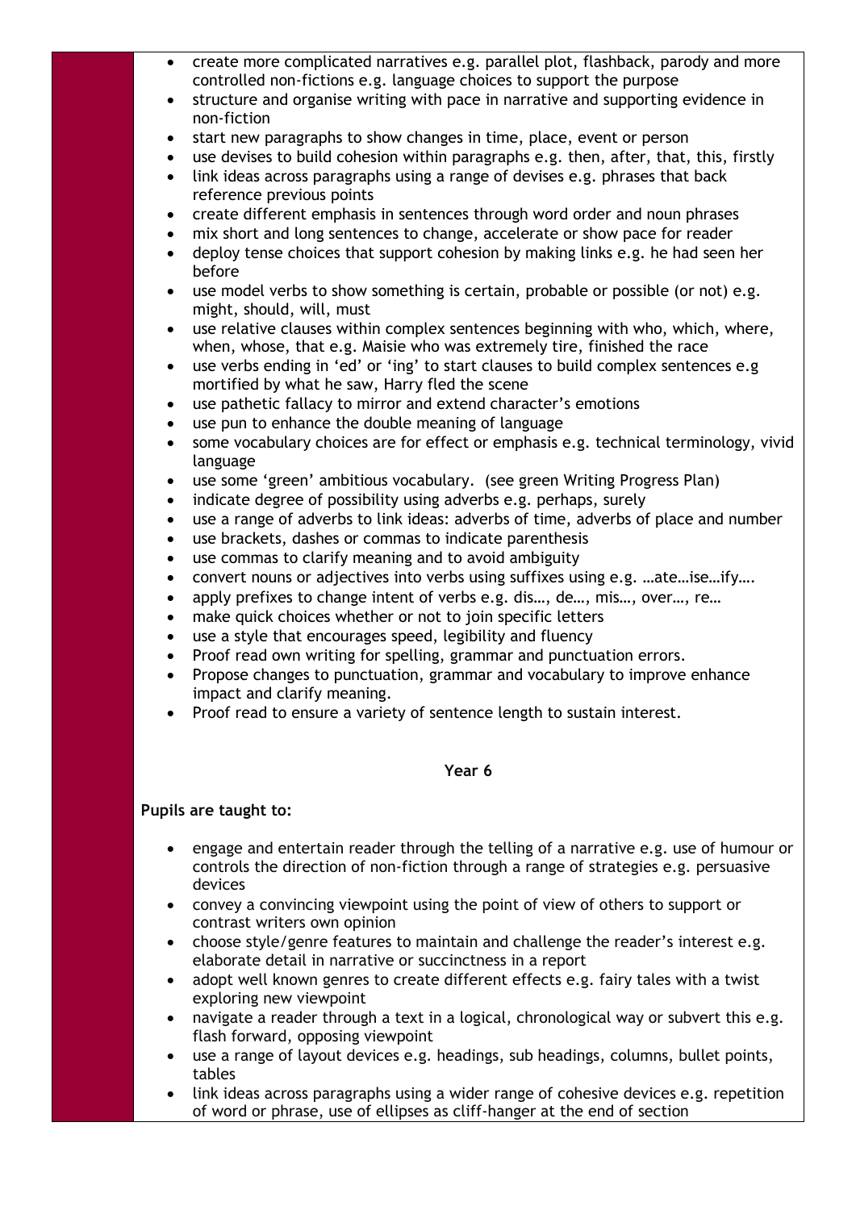- create more complicated narratives e.g. parallel plot, flashback, parody and more controlled non-fictions e.g. language choices to support the purpose
- structure and organise writing with pace in narrative and supporting evidence in non-fiction
- start new paragraphs to show changes in time, place, event or person
- use devises to build cohesion within paragraphs e.g. then, after, that, this, firstly
- link ideas across paragraphs using a range of devises e.g. phrases that back reference previous points
- create different emphasis in sentences through word order and noun phrases
- mix short and long sentences to change, accelerate or show pace for reader
- deploy tense choices that support cohesion by making links e.g. he had seen her before
- use model verbs to show something is certain, probable or possible (or not) e.g. might, should, will, must
- use relative clauses within complex sentences beginning with who, which, where, when, whose, that e.g. Maisie who was extremely tire, finished the race
- use verbs ending in 'ed' or 'ing' to start clauses to build complex sentences e.g mortified by what he saw, Harry fled the scene
- use pathetic fallacy to mirror and extend character's emotions
- use pun to enhance the double meaning of language
- some vocabulary choices are for effect or emphasis e.g. technical terminology, vivid language
- use some 'green' ambitious vocabulary. (see green Writing Progress Plan)
- indicate degree of possibility using adverbs e.g. perhaps, surely
- use a range of adverbs to link ideas: adverbs of time, adverbs of place and number
- use brackets, dashes or commas to indicate parenthesis
- use commas to clarify meaning and to avoid ambiguity
- convert nouns or adjectives into verbs using suffixes using e.g. …ate…ise…ify….
- apply prefixes to change intent of verbs e.g. dis…, de…, mis…, over…, re…
- make quick choices whether or not to join specific letters
- use a style that encourages speed, legibility and fluency
- Proof read own writing for spelling, grammar and punctuation errors.
- Propose changes to punctuation, grammar and vocabulary to improve enhance impact and clarify meaning.
- Proof read to ensure a variety of sentence length to sustain interest.

**Year 6**

**Pupils are taught to:**

- engage and entertain reader through the telling of a narrative e.g. use of humour or controls the direction of non-fiction through a range of strategies e.g. persuasive devices
- convey a convincing viewpoint using the point of view of others to support or contrast writers own opinion
- choose style/genre features to maintain and challenge the reader's interest e.g. elaborate detail in narrative or succinctness in a report
- adopt well known genres to create different effects e.g. fairy tales with a twist exploring new viewpoint
- navigate a reader through a text in a logical, chronological way or subvert this e.g. flash forward, opposing viewpoint
- use a range of layout devices e.g. headings, sub headings, columns, bullet points, tables
- link ideas across paragraphs using a wider range of cohesive devices e.g. repetition of word or phrase, use of ellipses as cliff-hanger at the end of section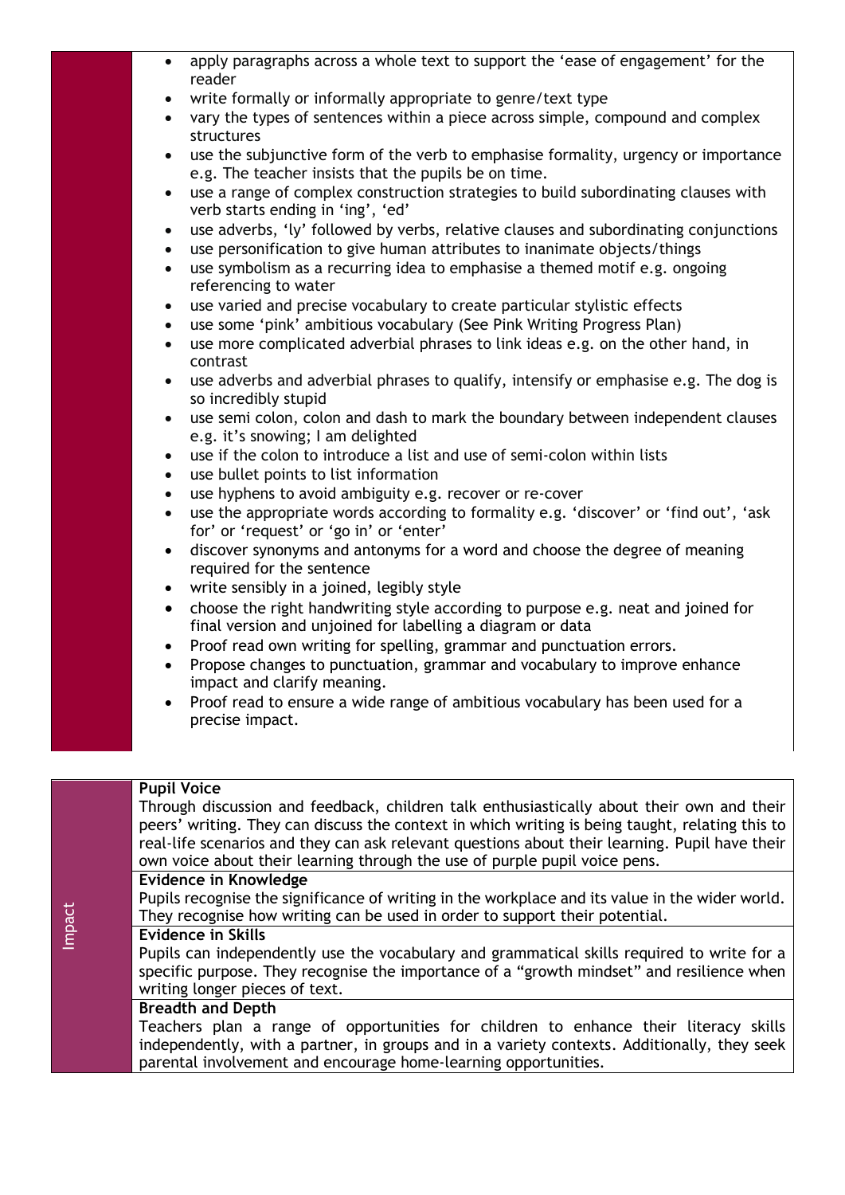- apply paragraphs across a whole text to support the 'ease of engagement' for the reader
- write formally or informally appropriate to genre/text type
- vary the types of sentences within a piece across simple, compound and complex structures
- use the subjunctive form of the verb to emphasise formality, urgency or importance e.g. The teacher insists that the pupils be on time.
- use a range of complex construction strategies to build subordinating clauses with verb starts ending in 'ing', 'ed'
- use adverbs, 'ly' followed by verbs, relative clauses and subordinating conjunctions
- use personification to give human attributes to inanimate objects/things
- use symbolism as a recurring idea to emphasise a themed motif e.g. ongoing referencing to water
- use varied and precise vocabulary to create particular stylistic effects
- use some 'pink' ambitious vocabulary (See Pink Writing Progress Plan)
- use more complicated adverbial phrases to link ideas e.g. on the other hand, in contrast
- use adverbs and adverbial phrases to qualify, intensify or emphasise e.g. The dog is so incredibly stupid
- use semi colon, colon and dash to mark the boundary between independent clauses e.g. it's snowing; I am delighted
- use if the colon to introduce a list and use of semi-colon within lists
- use bullet points to list information
- use hyphens to avoid ambiguity e.g. recover or re-cover
- use the appropriate words according to formality e.g. 'discover' or 'find out', 'ask for' or 'request' or 'go in' or 'enter'
- discover synonyms and antonyms for a word and choose the degree of meaning required for the sentence
- write sensibly in a joined, legibly style
- choose the right handwriting style according to purpose e.g. neat and joined for final version and unjoined for labelling a diagram or data
- Proof read own writing for spelling, grammar and punctuation errors.
- Propose changes to punctuation, grammar and vocabulary to improve enhance impact and clarify meaning.
- Proof read to ensure a wide range of ambitious vocabulary has been used for a precise impact.

| | |
|---|---|
| Impact | **Pupil Voice**<br>Through discussion and feedback, children talk enthusiastically about their own and their peers' writing. They can discuss the context in which writing is being taught, relating this to real-life scenarios and they can ask relevant questions about their learning. Pupil have their own voice about their learning through the use of purple pupil voice pens. |
| | **Evidence in Knowledge**<br>Pupils recognise the significance of writing in the workplace and its value in the wider world. They recognise how writing can be used in order to support their potential. |
| | **Evidence in Skills**<br>Pupils can independently use the vocabulary and grammatical skills required to write for a specific purpose. They recognise the importance of a "growth mindset" and resilience when writing longer pieces of text. |
| | **Breadth and Depth**<br>Teachers plan a range of opportunities for children to enhance their literacy skills independently, with a partner, in groups and in a variety contexts. Additionally, they seek parental involvement and encourage home-learning opportunities. |